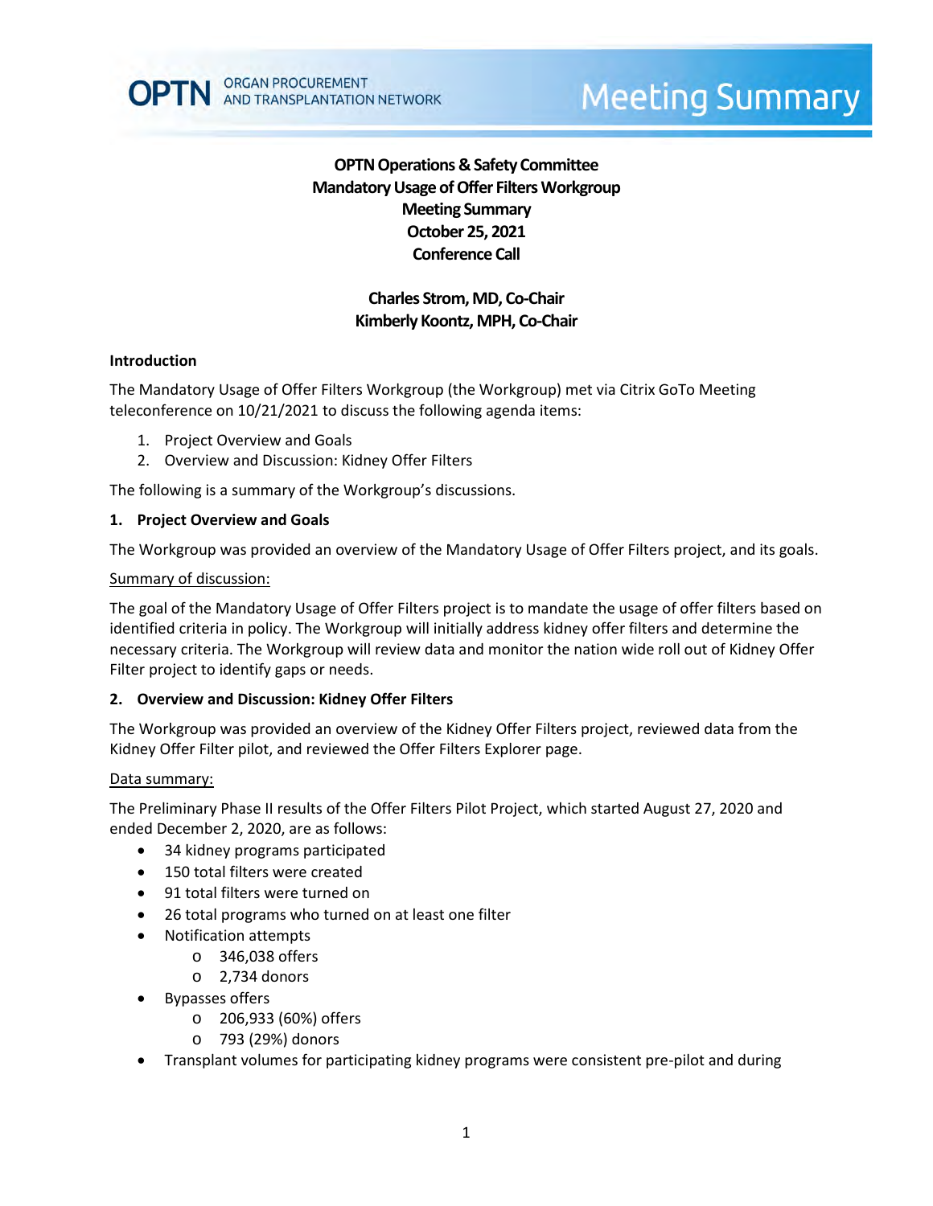# OPTN Operations & Safety Committee
# Mandatory Usage of Offer Filters Workgroup
# Meeting Summary
# October 25, 2021
# Conference Call

**Charles Strom, MD, Co-Chair**
**Kimberly Koontz, MPH, Co-Chair**

## Introduction

The Mandatory Usage of Offer Filters Workgroup (the Workgroup) met via Citrix GoTo Meeting teleconference on 10/21/2021 to discuss the following agenda items:

1. Project Overview and Goals
2. Overview and Discussion: Kidney Offer Filters

The following is a summary of the Workgroup's discussions.

## 1. Project Overview and Goals

The Workgroup was provided an overview of the Mandatory Usage of Offer Filters project, and its goals.

Summary of discussion:

The goal of the Mandatory Usage of Offer Filters project is to mandate the usage of offer filters based on identified criteria in policy. The Workgroup will initially address kidney offer filters and determine the necessary criteria. The Workgroup will review data and monitor the nation wide roll out of Kidney Offer Filter project to identify gaps or needs.

## 2. Overview and Discussion: Kidney Offer Filters

The Workgroup was provided an overview of the Kidney Offer Filters project, reviewed data from the Kidney Offer Filter pilot, and reviewed the Offer Filters Explorer page.

Data summary:

The Preliminary Phase II results of the Offer Filters Pilot Project, which started August 27, 2020 and ended December 2, 2020, are as follows:

- 34 kidney programs participated
- 150 total filters were created
- 91 total filters were turned on
- 26 total programs who turned on at least one filter
- Notification attempts
  - 346,038 offers
  - 2,734 donors
- Bypasses offers
  - 206,933 (60%) offers
  - 793 (29%) donors
- Transplant volumes for participating kidney programs were consistent pre-pilot and during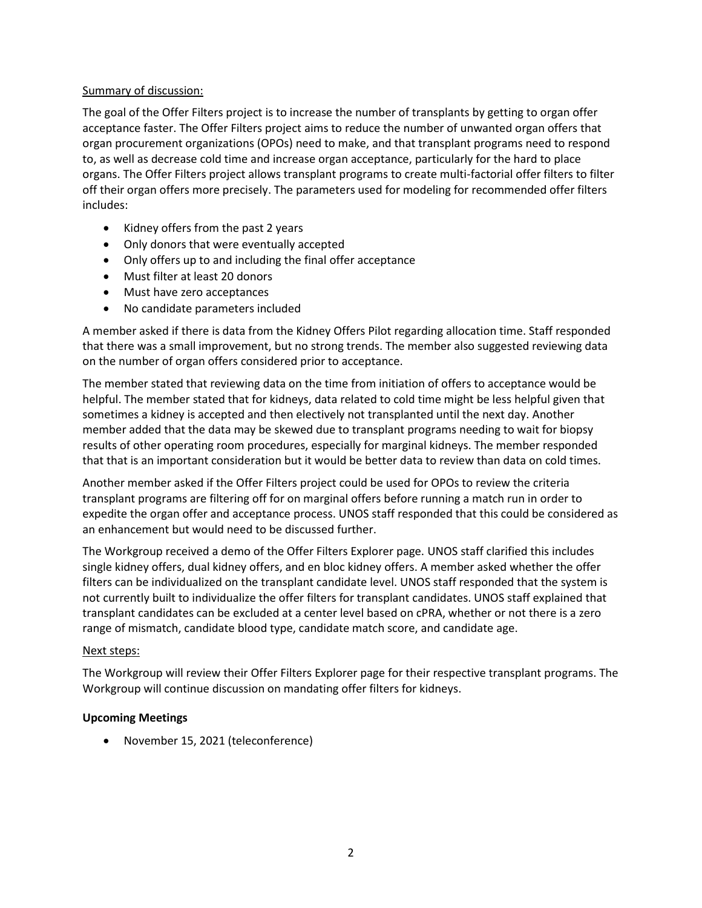<u>Summary of discussion:</u>

The goal of the Offer Filters project is to increase the number of transplants by getting to organ offer acceptance faster. The Offer Filters project aims to reduce the number of unwanted organ offers that organ procurement organizations (OPOs) need to make, and that transplant programs need to respond to, as well as decrease cold time and increase organ acceptance, particularly for the hard to place organs. The Offer Filters project allows transplant programs to create multi-factorial offer filters to filter off their organ offers more precisely. The parameters used for modeling for recommended offer filters includes:

- Kidney offers from the past 2 years
- Only donors that were eventually accepted
- Only offers up to and including the final offer acceptance
- Must filter at least 20 donors
- Must have zero acceptances
- No candidate parameters included

A member asked if there is data from the Kidney Offers Pilot regarding allocation time. Staff responded that there was a small improvement, but no strong trends. The member also suggested reviewing data on the number of organ offers considered prior to acceptance.

The member stated that reviewing data on the time from initiation of offers to acceptance would be helpful. The member stated that for kidneys, data related to cold time might be less helpful given that sometimes a kidney is accepted and then electively not transplanted until the next day. Another member added that the data may be skewed due to transplant programs needing to wait for biopsy results of other operating room procedures, especially for marginal kidneys. The member responded that that is an important consideration but it would be better data to review than data on cold times.

Another member asked if the Offer Filters project could be used for OPOs to review the criteria transplant programs are filtering off for on marginal offers before running a match run in order to expedite the organ offer and acceptance process. UNOS staff responded that this could be considered as an enhancement but would need to be discussed further.

The Workgroup received a demo of the Offer Filters Explorer page. UNOS staff clarified this includes single kidney offers, dual kidney offers, and en bloc kidney offers. A member asked whether the offer filters can be individualized on the transplant candidate level. UNOS staff responded that the system is not currently built to individualize the offer filters for transplant candidates. UNOS staff explained that transplant candidates can be excluded at a center level based on cPRA, whether or not there is a zero range of mismatch, candidate blood type, candidate match score, and candidate age.

<u>Next steps:</u>

The Workgroup will review their Offer Filters Explorer page for their respective transplant programs. The Workgroup will continue discussion on mandating offer filters for kidneys.

**Upcoming Meetings**

- November 15, 2021 (teleconference)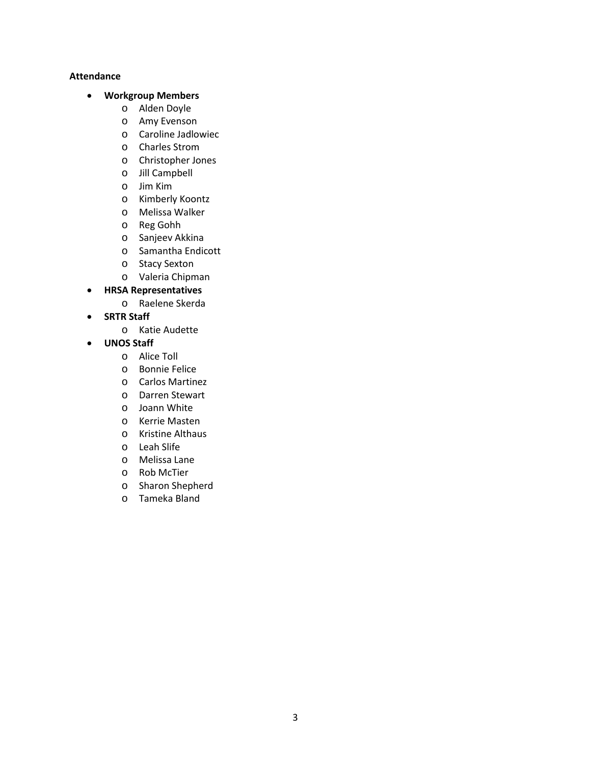**Attendance**

- **Workgroup Members**
  - Alden Doyle
  - Amy Evenson
  - Caroline Jadlowiec
  - Charles Strom
  - Christopher Jones
  - Jill Campbell
  - Jim Kim
  - Kimberly Koontz
  - Melissa Walker
  - Reg Gohh
  - Sanjeev Akkina
  - Samantha Endicott
  - Stacy Sexton
  - Valeria Chipman
- **HRSA Representatives**
  - Raelene Skerda
- **SRTR Staff**
  - Katie Audette
- **UNOS Staff**
  - Alice Toll
  - Bonnie Felice
  - Carlos Martinez
  - Darren Stewart
  - Joann White
  - Kerrie Masten
  - Kristine Althaus
  - Leah Slife
  - Melissa Lane
  - Rob McTier
  - Sharon Shepherd
  - Tameka Bland